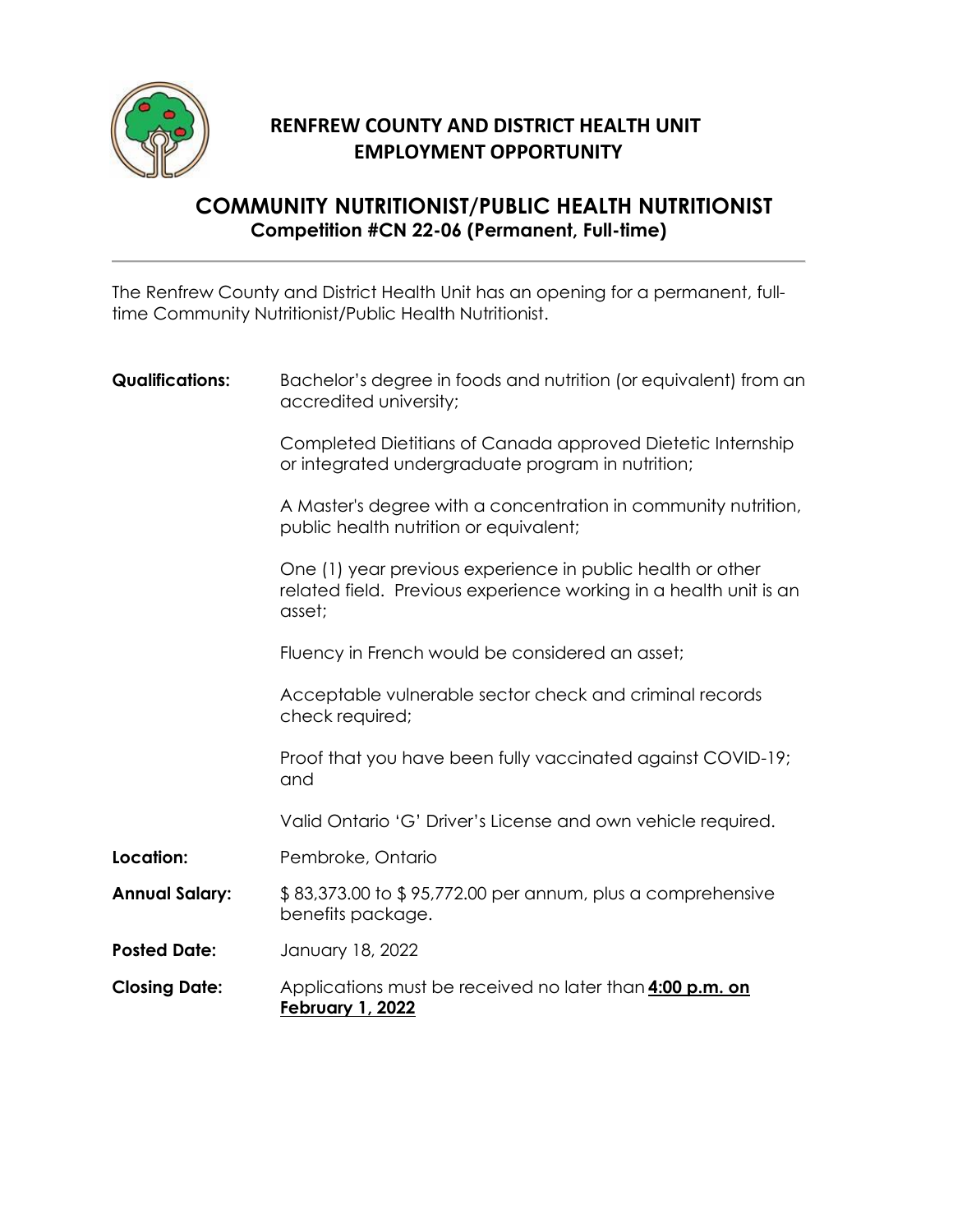# RENFREW COUNTY AND DISTRICT HEALTH UNIT
# EMPLOYMENT OPPORTUNITY

## COMMUNITY NUTRITIONIST/PUBLIC HEALTH NUTRITIONIST

**Competition #CN 22-06 (Permanent, Full-time)**

---

The Renfrew County and District Health Unit has an opening for a permanent, full-time Community Nutritionist/Public Health Nutritionist.

**Qualifications:**

Bachelor's degree in foods and nutrition (or equivalent) from an accredited university;

Completed Dietitians of Canada approved Dietetic Internship or integrated undergraduate program in nutrition;

A Master's degree with a concentration in community nutrition, public health nutrition or equivalent;

One (1) year previous experience in public health or other related field. Previous experience working in a health unit is an asset;

Fluency in French would be considered an asset;

Acceptable vulnerable sector check and criminal records check required;

Proof that you have been fully vaccinated against COVID-19; and

Valid Ontario 'G' Driver's License and own vehicle required.

**Location:** Pembroke, Ontario

**Annual Salary:** $ 83,373.00 to $ 95,772.00 per annum, plus a comprehensive benefits package.

**Posted Date:** January 18, 2022

**Closing Date:** Applications must be received no later than **4:00 p.m. on February 1, 2022**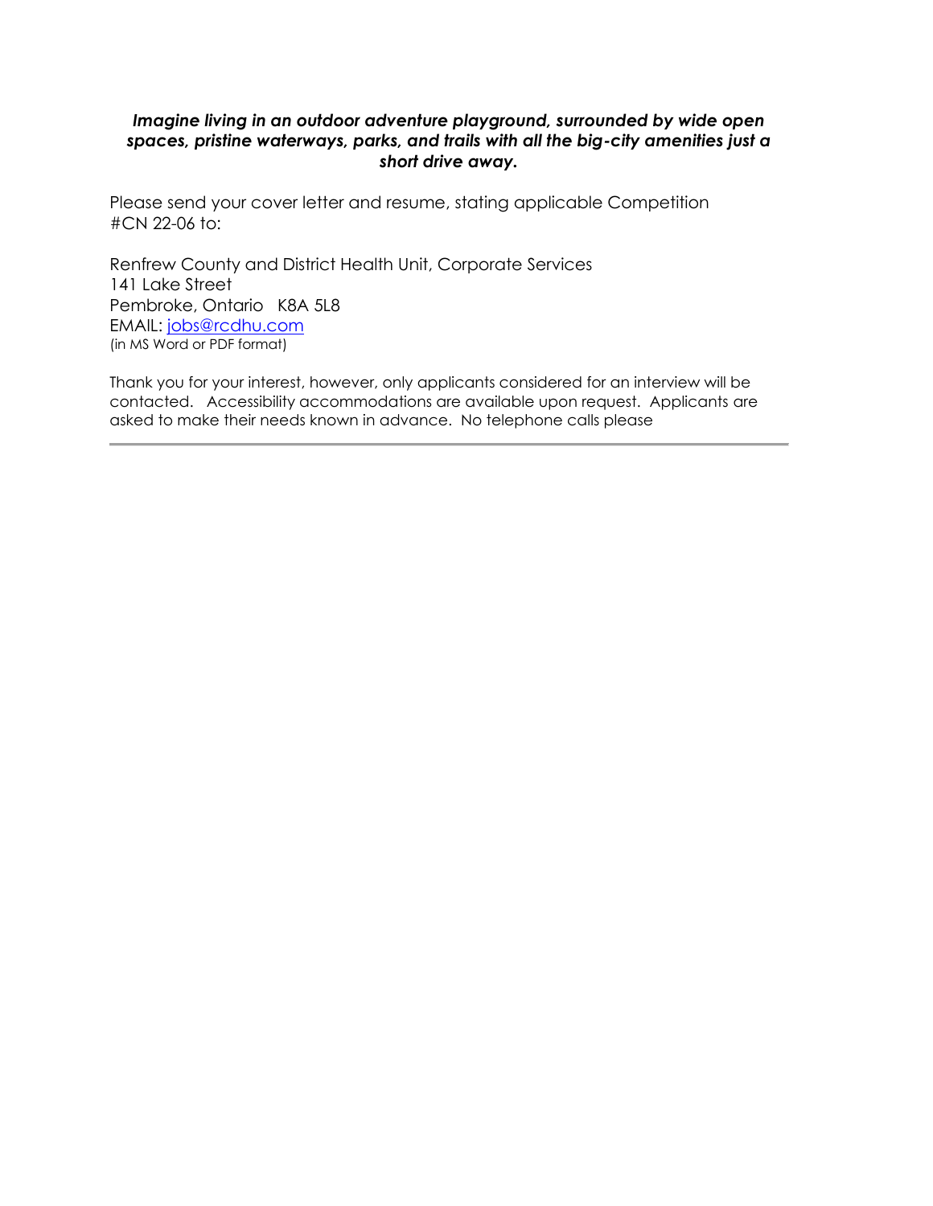***Imagine living in an outdoor adventure playground, surrounded by wide open spaces, pristine waterways, parks, and trails with all the big-city amenities just a short drive away.***

Please send your cover letter and resume, stating applicable Competition #CN 22-06 to:

Renfrew County and District Health Unit, Corporate Services
141 Lake Street
Pembroke, Ontario K8A 5L8
EMAIL: jobs@rcdhu.com
(in MS Word or PDF format)

Thank you for your interest, however, only applicants considered for an interview will be contacted. Accessibility accommodations are available upon request. Applicants are asked to make their needs known in advance. No telephone calls please

---